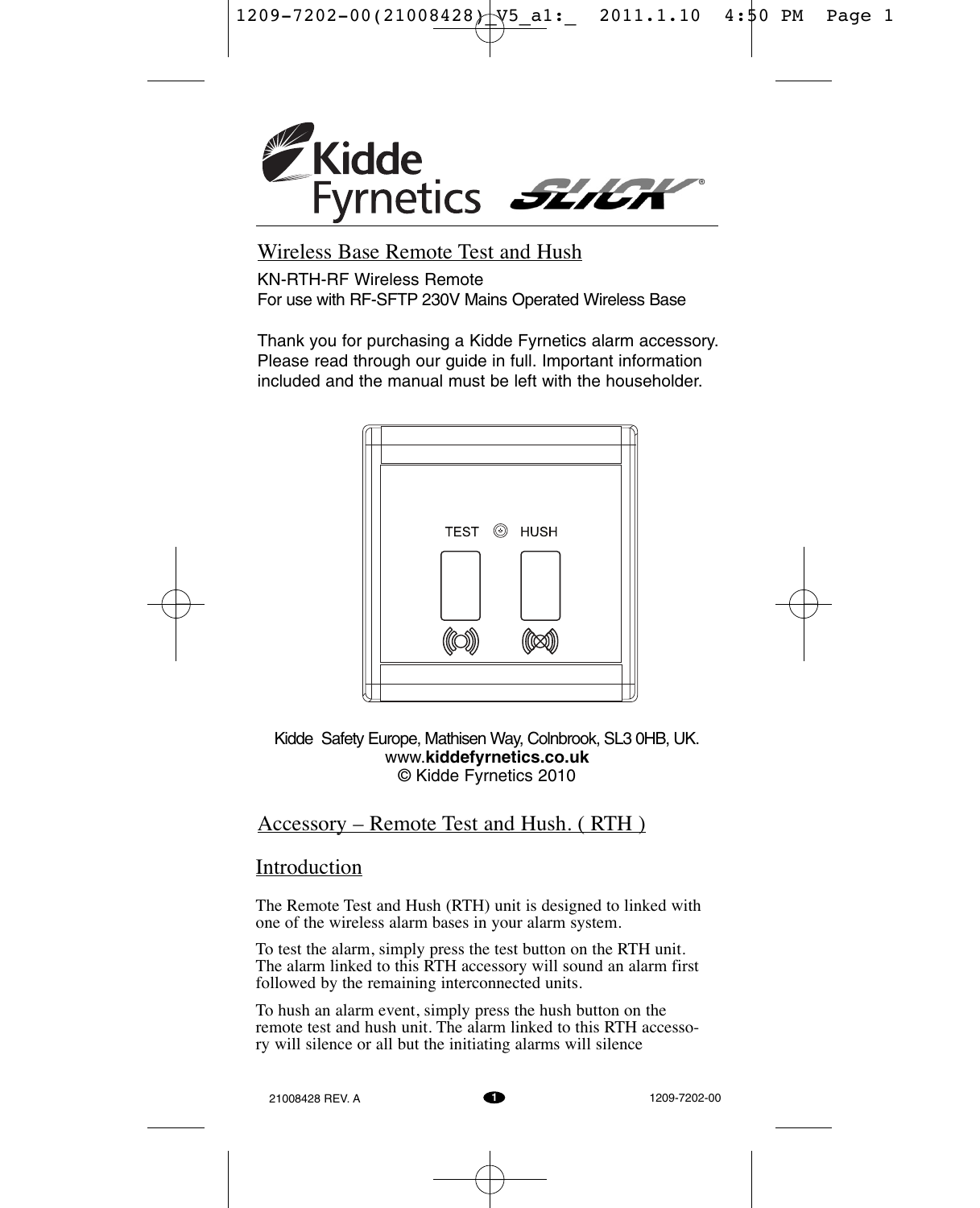Kidde Fyrnetics SLICK®

## Wireless Base Remote Test and Hush

KN-RTH-RF Wireless Remote
For use with RF-SFTP 230V Mains Operated Wireless Base

Thank you for purchasing a Kidde Fyrnetics alarm accessory. Please read through our guide in full. Important information included and the manual must be left with the householder.

TEST HUSH

Kidde Safety Europe, Mathisen Way, Colnbrook, SL3 0HB, UK.
www.**kiddefyrnetics.co.uk**
© Kidde Fyrnetics 2010

## Accessory – Remote Test and Hush. ( RTH )

### Introduction

The Remote Test and Hush (RTH) unit is designed to linked with one of the wireless alarm bases in your alarm system.

To test the alarm, simply press the test button on the RTH unit. The alarm linked to this RTH accessory will sound an alarm first followed by the remaining interconnected units.

To hush an alarm event, simply press the hush button on the remote test and hush unit. The alarm linked to this RTH accessory will silence or all but the initiating alarms will silence

21008428 REV. A 1209-7202-00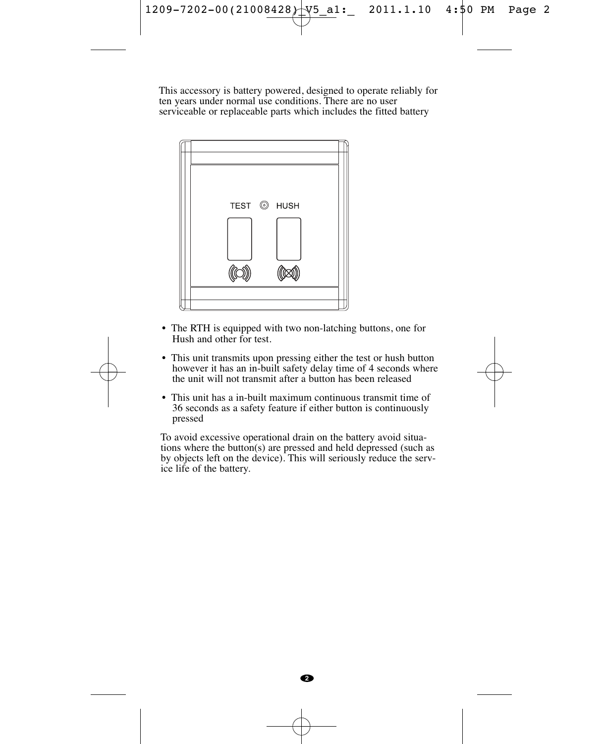This accessory is battery powered, designed to operate reliably for ten years under normal use conditions. There are no user serviceable or replaceable parts which includes the fitted battery

TEST HUSH

- The RTH is equipped with two non-latching buttons, one for Hush and other for test.
- This unit transmits upon pressing either the test or hush button however it has an in-built safety delay time of 4 seconds where the unit will not transmit after a button has been released
- This unit has a in-built maximum continuous transmit time of 36 seconds as a safety feature if either button is continuously pressed

To avoid excessive operational drain on the battery avoid situations where the button(s) are pressed and held depressed (such as by objects left on the device). This will seriously reduce the service life of the battery.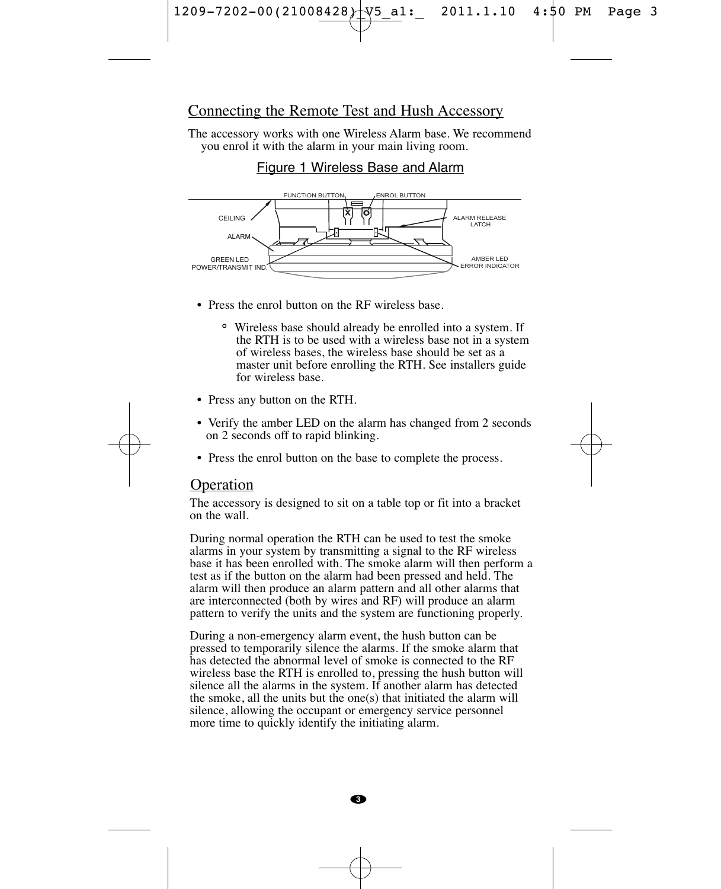## Connecting the Remote Test and Hush Accessory

The accessory works with one Wireless Alarm base. We recommend you enrol it with the alarm in your main living room.

Figure 1 Wireless Base and Alarm

FUNCTION BUTTON ENROL BUTTON CEILING ALARM RELEASE LATCH ALARM GREEN LED POWER/TRANSMIT IND. AMBER LED ERROR INDICATOR

- Press the enrol button on the RF wireless base.
  - Wireless base should already be enrolled into a system. If the RTH is to be used with a wireless base not in a system of wireless bases, the wireless base should be set as a master unit before enrolling the RTH. See installers guide for wireless base.
- Press any button on the RTH.
- Verify the amber LED on the alarm has changed from 2 seconds on 2 seconds off to rapid blinking.
- Press the enrol button on the base to complete the process.

## Operation

The accessory is designed to sit on a table top or fit into a bracket on the wall.

During normal operation the RTH can be used to test the smoke alarms in your system by transmitting a signal to the RF wireless base it has been enrolled with. The smoke alarm will then perform a test as if the button on the alarm had been pressed and held. The alarm will then produce an alarm pattern and all other alarms that are interconnected (both by wires and RF) will produce an alarm pattern to verify the units and the system are functioning properly.

During a non-emergency alarm event, the hush button can be pressed to temporarily silence the alarms. If the smoke alarm that has detected the abnormal level of smoke is connected to the RF wireless base the RTH is enrolled to, pressing the hush button will silence all the alarms in the system. If another alarm has detected the smoke, all the units but the one(s) that initiated the alarm will silence, allowing the occupant or emergency service personnel more time to quickly identify the initiating alarm.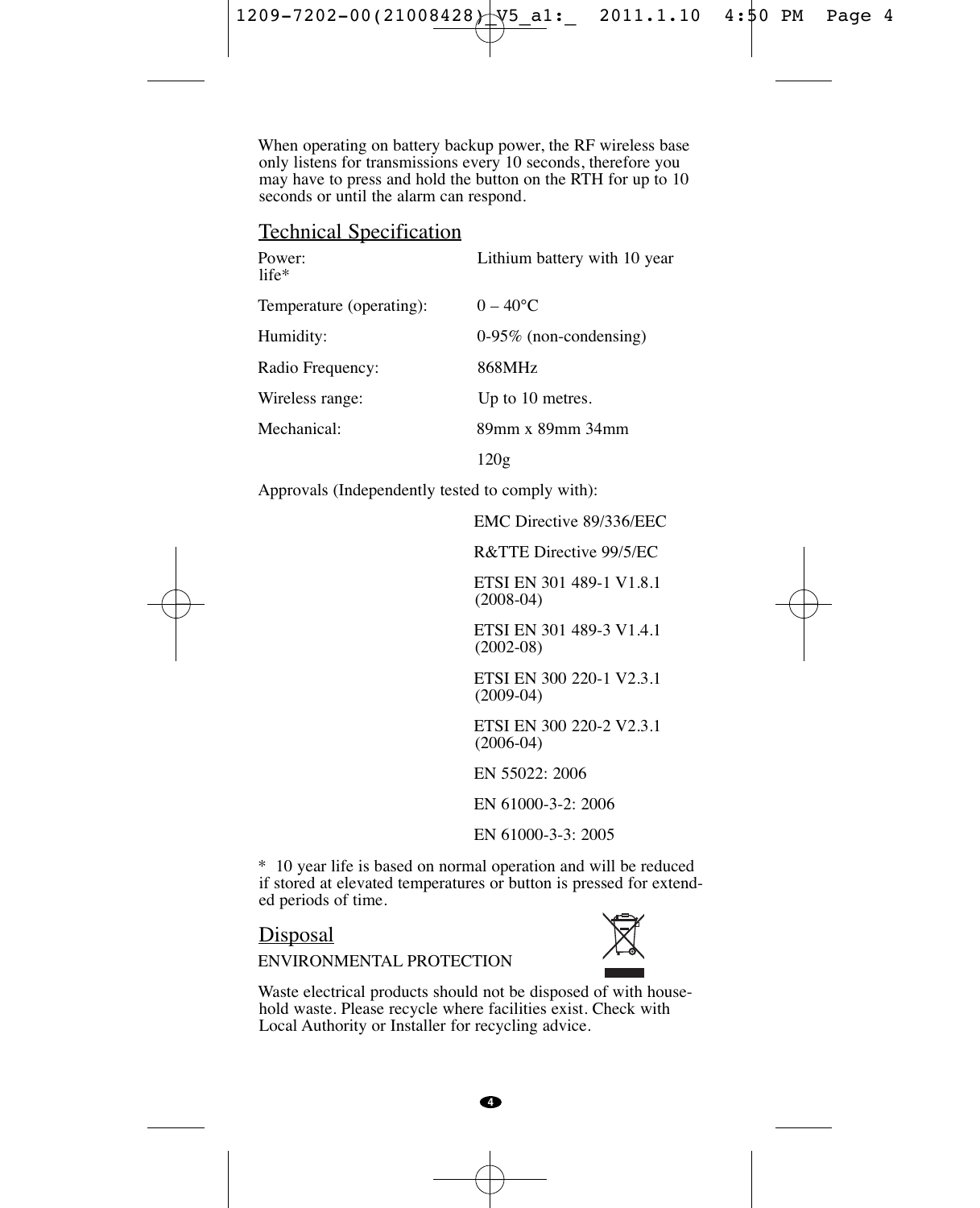When operating on battery backup power, the RF wireless base only listens for transmissions every 10 seconds, therefore you may have to press and hold the button on the RTH for up to 10 seconds or until the alarm can respond.

## Technical Specification

| | |
|---|---|
| Power: | Lithium battery with 10 year life* |
| Temperature (operating): | 0 – 40°C |
| Humidity: | 0-95% (non-condensing) |
| Radio Frequency: | 868MHz |
| Wireless range: | Up to 10 metres. |
| Mechanical: | 89mm x 89mm 34mm |
| | 120g |

Approvals (Independently tested to comply with):

- EMC Directive 89/336/EEC
- R&TTE Directive 99/5/EC
- ETSI EN 301 489-1 V1.8.1 (2008-04)
- ETSI EN 301 489-3 V1.4.1 (2002-08)
- ETSI EN 300 220-1 V2.3.1 (2009-04)
- ETSI EN 300 220-2 V2.3.1 (2006-04)
- EN 55022: 2006
- EN 61000-3-2: 2006
- EN 61000-3-3: 2005

* 10 year life is based on normal operation and will be reduced if stored at elevated temperatures or button is pressed for extended periods of time.

## Disposal

ENVIRONMENTAL PROTECTION

Waste electrical products should not be disposed of with household waste. Please recycle where facilities exist. Check with Local Authority or Installer for recycling advice.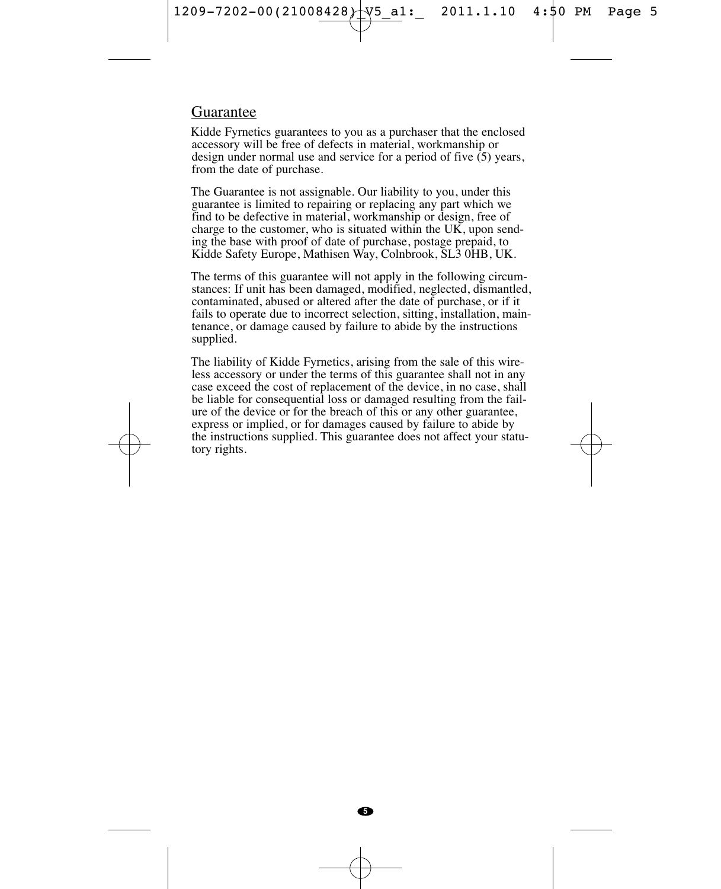## Guarantee

Kidde Fyrnetics guarantees to you as a purchaser that the enclosed accessory will be free of defects in material, workmanship or design under normal use and service for a period of five (5) years, from the date of purchase.

The Guarantee is not assignable. Our liability to you, under this guarantee is limited to repairing or replacing any part which we find to be defective in material, workmanship or design, free of charge to the customer, who is situated within the UK, upon sending the base with proof of date of purchase, postage prepaid, to Kidde Safety Europe, Mathisen Way, Colnbrook, SL3 0HB, UK.

The terms of this guarantee will not apply in the following circumstances: If unit has been damaged, modified, neglected, dismantled, contaminated, abused or altered after the date of purchase, or if it fails to operate due to incorrect selection, sitting, installation, maintenance, or damage caused by failure to abide by the instructions supplied.

The liability of Kidde Fyrnetics, arising from the sale of this wireless accessory or under the terms of this guarantee shall not in any case exceed the cost of replacement of the device, in no case, shall be liable for consequential loss or damaged resulting from the failure of the device or for the breach of this or any other guarantee, express or implied, or for damages caused by failure to abide by the instructions supplied. This guarantee does not affect your statutory rights.